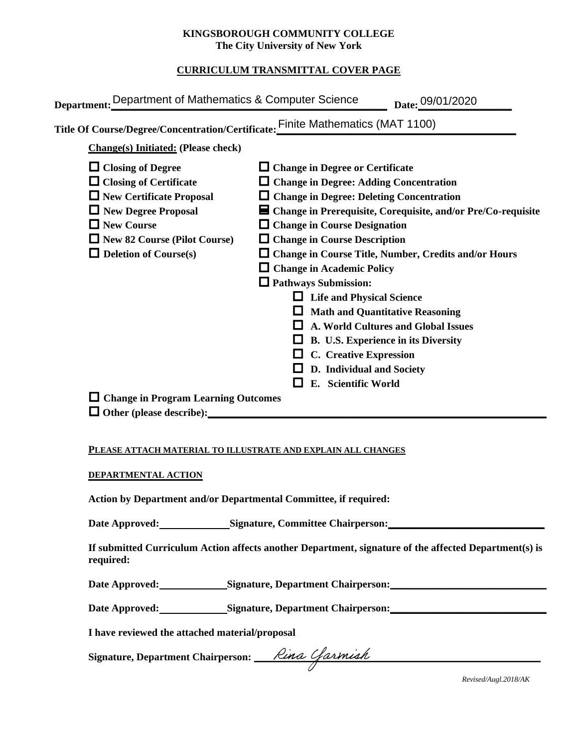**KINGSBOROUGH COMMUNITY COLLEGE**
**The City University of New York**

**CURRICULUM TRANSMITTAL COVER PAGE**

**Department:** Department of Mathematics & Computer Science **Date:** 09/01/2020

**Title Of Course/Degree/Concentration/Certificate:** Finite Mathematics (MAT 1100)

**Change(s) Initiated:** (Please check)

- ☐ **Closing of Degree**
- ☐ **Closing of Certificate**
- ☐ **New Certificate Proposal**
- ☐ **New Degree Proposal**
- ☐ **New Course**
- ☐ **New 82 Course (Pilot Course)**
- ☐ **Deletion of Course(s)**
- ☐ **Change in Degree or Certificate**
- ☐ **Change in Degree: Adding Concentration**
- ☐ **Change in Degree: Deleting Concentration**
- ☒ **Change in Prerequisite, Corequisite, and/or Pre/Co-requisite**
- ☐ **Change in Course Designation**
- ☐ **Change in Course Description**
- ☐ **Change in Course Title, Number, Credits and/or Hours**
- ☐ **Change in Academic Policy**
- ☐ **Pathways Submission:**
  - ☐ **Life and Physical Science**
  - ☐ **Math and Quantitative Reasoning**
  - ☐ **A. World Cultures and Global Issues**
  - ☐ **B. U.S. Experience in its Diversity**
  - ☐ **C. Creative Expression**
  - ☐ **D. Individual and Society**
  - ☐ **E. Scientific World**
- ☐ **Change in Program Learning Outcomes**
- ☐ **Other (please describe):** \_\_\_\_\_\_\_\_\_\_\_\_\_\_\_\_\_\_\_\_

**PLEASE ATTACH MATERIAL TO ILLUSTRATE AND EXPLAIN ALL CHANGES**

**DEPARTMENTAL ACTION**

**Action by Department and/or Departmental Committee, if required:**

**Date Approved:** \_\_\_\_\_\_\_\_\_\_ **Signature, Committee Chairperson:** \_\_\_\_\_\_\_\_\_\_\_\_\_\_\_\_\_\_\_\_

**If submitted Curriculum Action affects another Department, signature of the affected Department(s) is required:**

**Date Approved:** \_\_\_\_\_\_\_\_\_\_ **Signature, Department Chairperson:** \_\_\_\_\_\_\_\_\_\_\_\_\_\_\_\_\_\_\_\_

**Date Approved:** \_\_\_\_\_\_\_\_\_\_ **Signature, Department Chairperson:** \_\_\_\_\_\_\_\_\_\_\_\_\_\_\_\_\_\_\_\_

**I have reviewed the attached material/proposal**

**Signature, Department Chairperson:** *Rina Yarmish*

*Revised/Augl.2018/AK*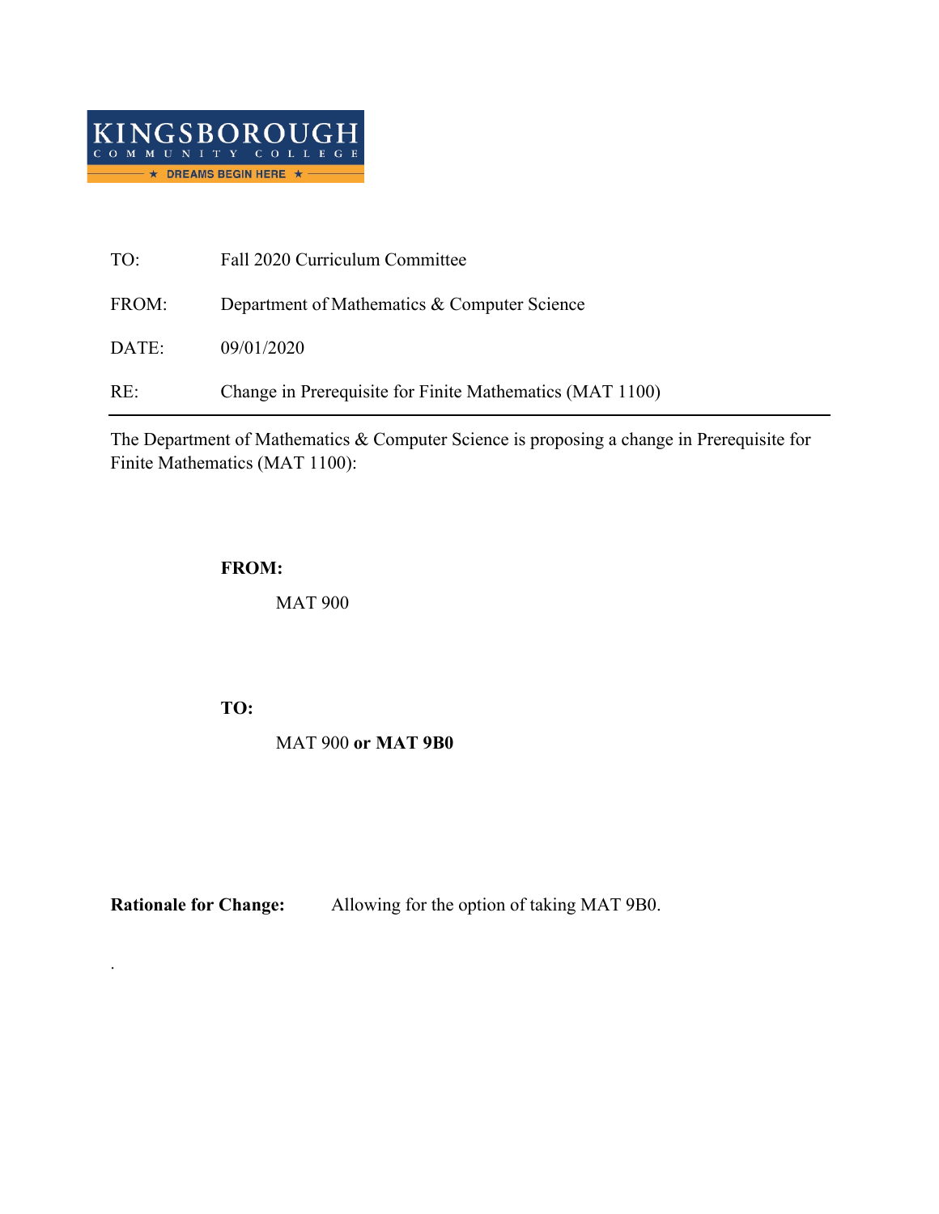TO: Fall 2020 Curriculum Committee

FROM: Department of Mathematics & Computer Science

DATE: 09/01/2020

RE: Change in Prerequisite for Finite Mathematics (MAT 1100)

---

The Department of Mathematics & Computer Science is proposing a change in Prerequisite for Finite Mathematics (MAT 1100):

**FROM:**

MAT 900

**TO:**

MAT 900 **or MAT 9B0**

**Rationale for Change:** Allowing for the option of taking MAT 9B0.

.